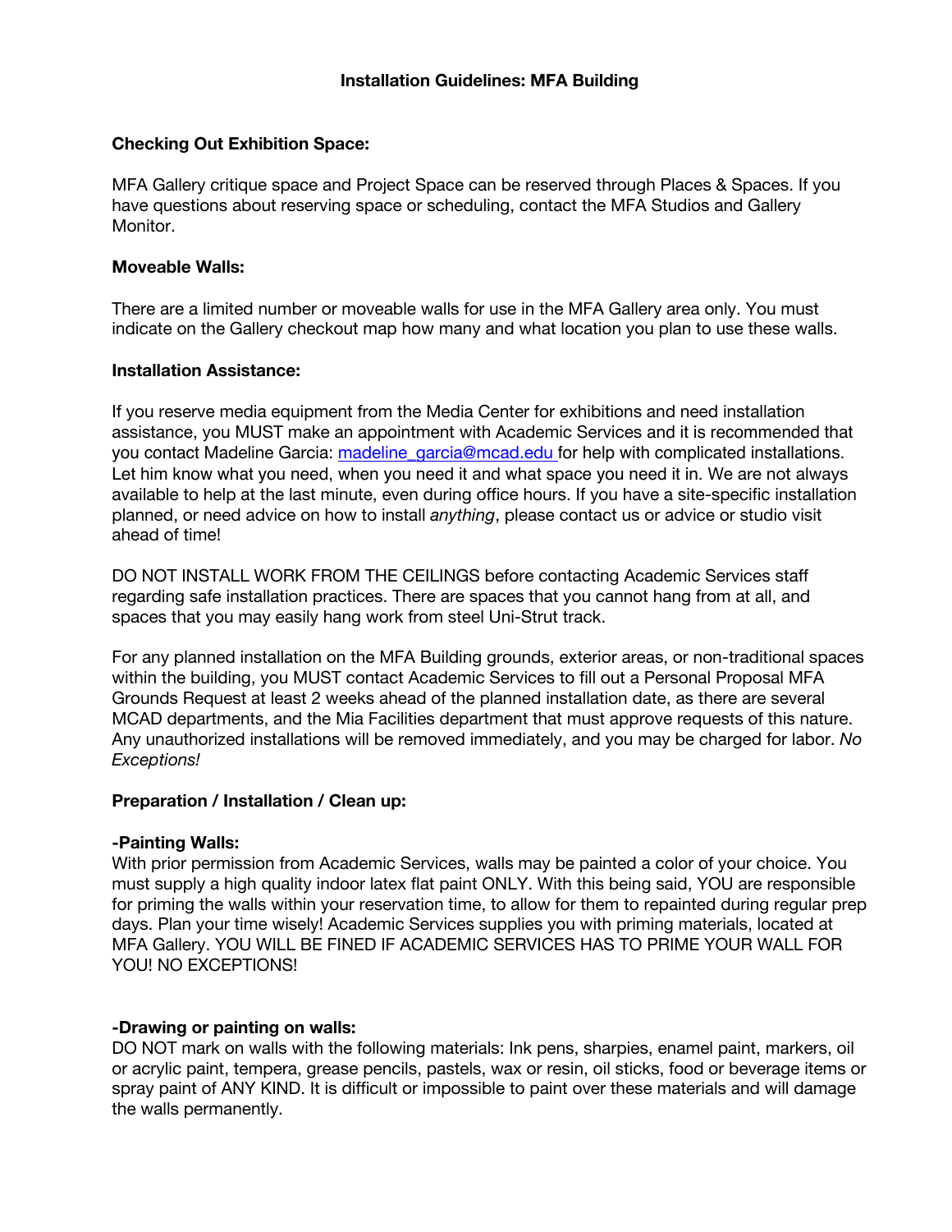## Installation Guidelines: MFA Building

**Checking Out Exhibition Space:**

MFA Gallery critique space and Project Space can be reserved through Places & Spaces. If you have questions about reserving space or scheduling, contact the MFA Studios and Gallery Monitor.

**Moveable Walls:**

There are a limited number or moveable walls for use in the MFA Gallery area only. You must indicate on the Gallery checkout map how many and what location you plan to use these walls.

**Installation Assistance:**

If you reserve media equipment from the Media Center for exhibitions and need installation assistance, you MUST make an appointment with Academic Services and it is recommended that you contact Madeline Garcia: [madeline_garcia@mcad.edu](mailto:madeline_garcia@mcad.edu) for help with complicated installations. Let him know what you need, when you need it and what space you need it in. We are not always available to help at the last minute, even during office hours. If you have a site-specific installation planned, or need advice on how to install *anything*, please contact us or advice or studio visit ahead of time!

DO NOT INSTALL WORK FROM THE CEILINGS before contacting Academic Services staff regarding safe installation practices. There are spaces that you cannot hang from at all, and spaces that you may easily hang work from steel Uni-Strut track.

For any planned installation on the MFA Building grounds, exterior areas, or non-traditional spaces within the building, you MUST contact Academic Services to fill out a Personal Proposal MFA Grounds Request at least 2 weeks ahead of the planned installation date, as there are several MCAD departments, and the Mia Facilities department that must approve requests of this nature. Any unauthorized installations will be removed immediately, and you may be charged for labor. *No Exceptions!*

**Preparation / Installation / Clean up:**

**-Painting Walls:**
With prior permission from Academic Services, walls may be painted a color of your choice. You must supply a high quality indoor latex flat paint ONLY. With this being said, YOU are responsible for priming the walls within your reservation time, to allow for them to repainted during regular prep days. Plan your time wisely! Academic Services supplies you with priming materials, located at MFA Gallery. YOU WILL BE FINED IF ACADEMIC SERVICES HAS TO PRIME YOUR WALL FOR YOU! NO EXCEPTIONS!

**-Drawing or painting on walls:**
DO NOT mark on walls with the following materials: Ink pens, sharpies, enamel paint, markers, oil or acrylic paint, tempera, grease pencils, pastels, wax or resin, oil sticks, food or beverage items or spray paint of ANY KIND. It is difficult or impossible to paint over these materials and will damage the walls permanently.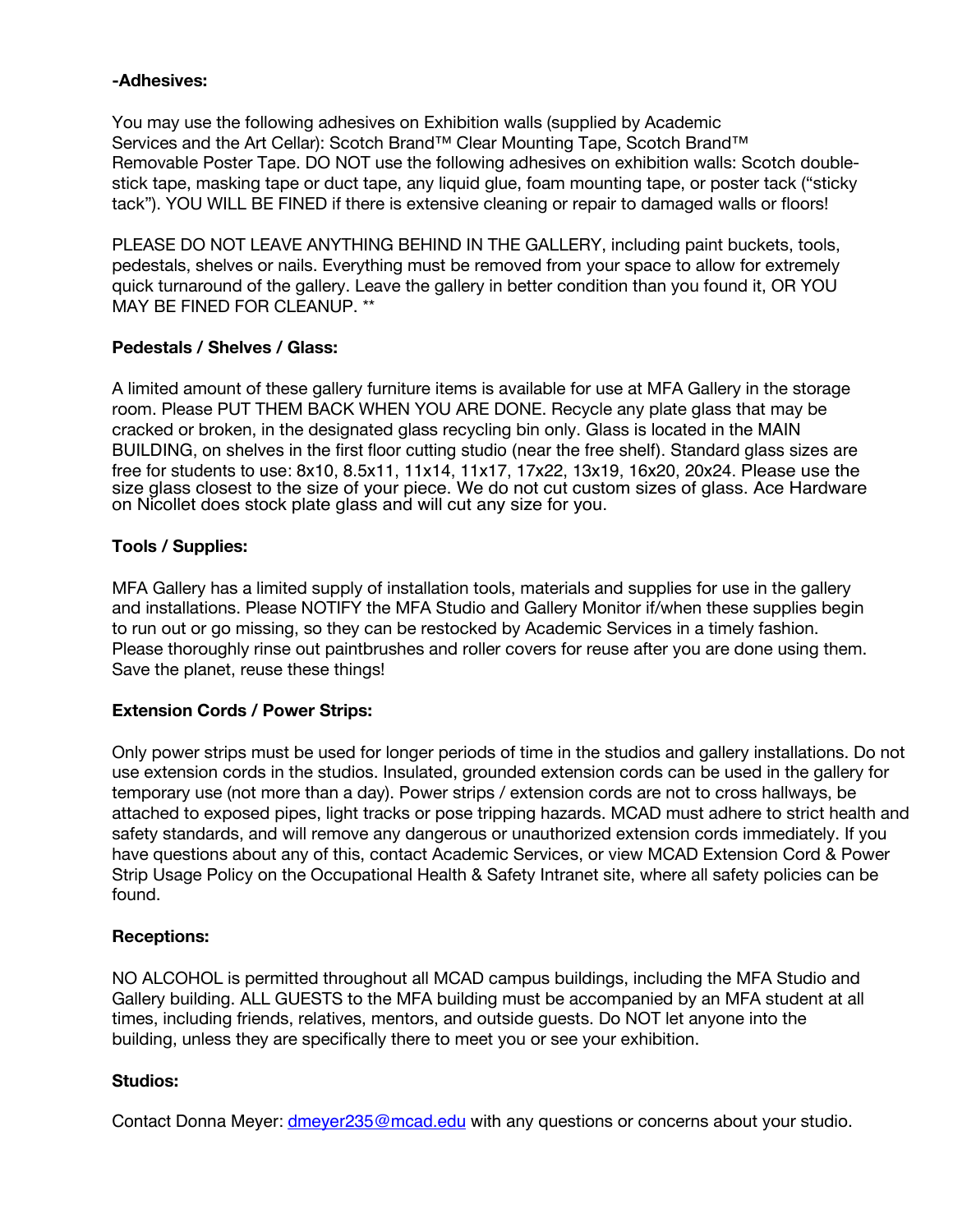**-Adhesives:**

You may use the following adhesives on Exhibition walls (supplied by Academic Services and the Art Cellar): Scotch Brand™ Clear Mounting Tape, Scotch Brand™ Removable Poster Tape. DO NOT use the following adhesives on exhibition walls: Scotch double-stick tape, masking tape or duct tape, any liquid glue, foam mounting tape, or poster tack ("sticky tack"). YOU WILL BE FINED if there is extensive cleaning or repair to damaged walls or floors!

PLEASE DO NOT LEAVE ANYTHING BEHIND IN THE GALLERY, including paint buckets, tools, pedestals, shelves or nails. Everything must be removed from your space to allow for extremely quick turnaround of the gallery. Leave the gallery in better condition than you found it, OR YOU MAY BE FINED FOR CLEANUP. **

**Pedestals / Shelves / Glass:**

A limited amount of these gallery furniture items is available for use at MFA Gallery in the storage room. Please PUT THEM BACK WHEN YOU ARE DONE. Recycle any plate glass that may be cracked or broken, in the designated glass recycling bin only. Glass is located in the MAIN BUILDING, on shelves in the first floor cutting studio (near the free shelf). Standard glass sizes are free for students to use: 8x10, 8.5x11, 11x14, 11x17, 17x22, 13x19, 16x20, 20x24. Please use the size glass closest to the size of your piece. We do not cut custom sizes of glass. Ace Hardware on Nicollet does stock plate glass and will cut any size for you.

**Tools / Supplies:**

MFA Gallery has a limited supply of installation tools, materials and supplies for use in the gallery and installations. Please NOTIFY the MFA Studio and Gallery Monitor if/when these supplies begin to run out or go missing, so they can be restocked by Academic Services in a timely fashion. Please thoroughly rinse out paintbrushes and roller covers for reuse after you are done using them. Save the planet, reuse these things!

**Extension Cords / Power Strips:**

Only power strips must be used for longer periods of time in the studios and gallery installations. Do not use extension cords in the studios. Insulated, grounded extension cords can be used in the gallery for temporary use (not more than a day). Power strips / extension cords are not to cross hallways, be attached to exposed pipes, light tracks or pose tripping hazards. MCAD must adhere to strict health and safety standards, and will remove any dangerous or unauthorized extension cords immediately. If you have questions about any of this, contact Academic Services, or view MCAD Extension Cord & Power Strip Usage Policy on the Occupational Health & Safety Intranet site, where all safety policies can be found.

**Receptions:**

NO ALCOHOL is permitted throughout all MCAD campus buildings, including the MFA Studio and Gallery building. ALL GUESTS to the MFA building must be accompanied by an MFA student at all times, including friends, relatives, mentors, and outside guests. Do NOT let anyone into the building, unless they are specifically there to meet you or see your exhibition.

**Studios:**

Contact Donna Meyer: dmeyer235@mcad.edu with any questions or concerns about your studio.